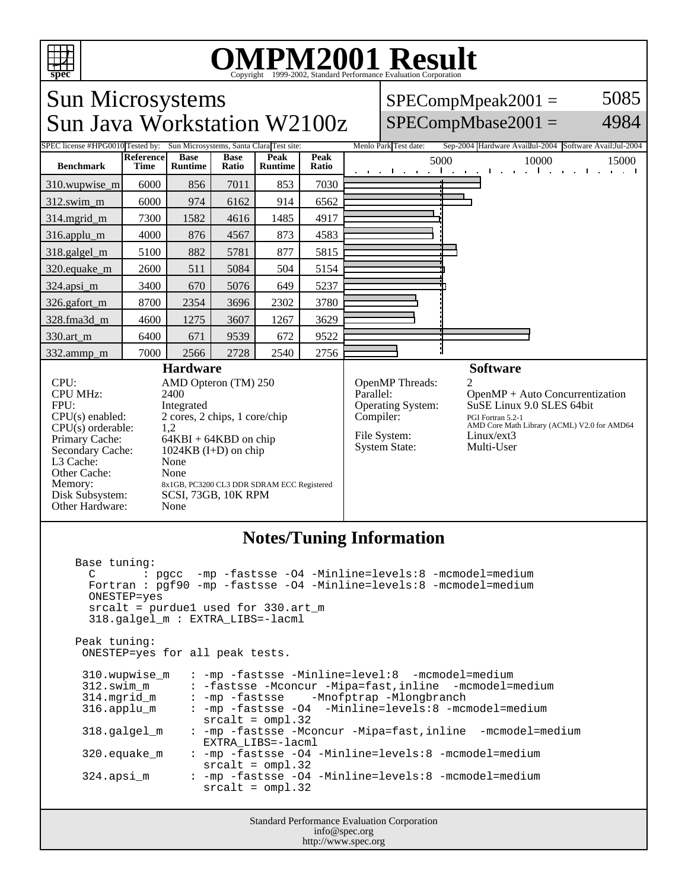# OMPM2001 Result

Copyright 1999-2002, Standard Performance Evaluation Corporation

## Sun Microsystems
## Sun Java Workstation W2100z

SPECompMpeak2001 = 5085

SPECompMbase2001 = 4984

SPEC license #: HPG0010 | Tested by: Sun Microsystems, Santa Clara | Test site: Menlo Park | Test date: Sep-2004 | Hardware Avail: Jul-2004 | Software Avail: Jul-2004

| Benchmark | Reference Time | Base Runtime | Base Ratio | Peak Runtime | Peak Ratio |
|---|---|---|---|---|---|
| 310.wupwise_m | 6000 | 856 | 7011 | 853 | 7030 |
| 312.swim_m | 6000 | 974 | 6162 | 914 | 6562 |
| 314.mgrid_m | 7300 | 1582 | 4616 | 1485 | 4917 |
| 316.applu_m | 4000 | 876 | 4567 | 873 | 4583 |
| 318.galgel_m | 5100 | 882 | 5781 | 877 | 5815 |
| 320.equake_m | 2600 | 511 | 5084 | 504 | 5154 |
| 324.apsi_m | 3400 | 670 | 5076 | 649 | 5237 |
| 326.gafort_m | 8700 | 2354 | 3696 | 2302 | 3780 |
| 328.fma3d_m | 4600 | 1275 | 3607 | 1267 | 3629 |
| 330.art_m | 6400 | 671 | 9539 | 672 | 9522 |
| 332.ammp_m | 7000 | 2566 | 2728 | 2540 | 2756 |

### Hardware

- CPU: AMD Opteron (TM) 250
- CPU MHz: 2400
- FPU: Integrated
- CPU(s) enabled: 2 cores, 2 chips, 1 core/chip
- CPU(s) orderable: 1,2
- Primary Cache: 64KBI + 64KBD on chip
- Secondary Cache: 1024KB (I+D) on chip
- L3 Cache: None
- Other Cache: None
- Memory: 8x1GB, PC3200 CL3 DDR SDRAM ECC Registered
- Disk Subsystem: SCSI, 73GB, 10K RPM
- Other Hardware: None

### Software

- OpenMP Threads: 2
- Parallel: OpenMP + Auto Concurrentization
- Operating System: SuSE Linux 9.0 SLES 64bit
- Compiler: PGI Fortran 5.2-1, AMD Core Math Library (ACML) V2.0 for AMD64
- File System: Linux/ext3
- System State: Multi-User

### Notes/Tuning Information

```
Base tuning:
  C       : pgcc  -mp -fastsse -O4 -Minline=levels:8 -mcmodel=medium
  Fortran : pgf90 -mp -fastsse -O4 -Minline=levels:8 -mcmodel=medium
  ONESTEP=yes
  srcalt = purdue1 used for 330.art_m
  318.galgel_m : EXTRA_LIBS=-lacml

Peak tuning:
 ONESTEP=yes for all peak tests.

 310.wupwise_m   : -mp -fastsse -Minline=level:8  -mcmodel=medium
 312.swim_m      : -fastsse -Mconcur -Mipa=fast,inline  -mcmodel=medium
 314.mgrid_m     : -mp -fastsse    -Mnofptrap -Mlongbranch
 316.applu_m     : -mp -fastsse -O4  -Minline=levels:8 -mcmodel=medium
                   srcalt = ompl.32
 318.galgel_m    : -mp -fastsse -Mconcur -Mipa=fast,inline  -mcmodel=medium
                   EXTRA_LIBS=-lacml
 320.equake_m    : -mp -fastsse -O4 -Minline=levels:8 -mcmodel=medium
                   srcalt = ompl.32
 324.apsi_m      : -mp -fastsse -O4 -Minline=levels:8 -mcmodel=medium
                   srcalt = ompl.32
```

Standard Performance Evaluation Corporation
info@spec.org
http://www.spec.org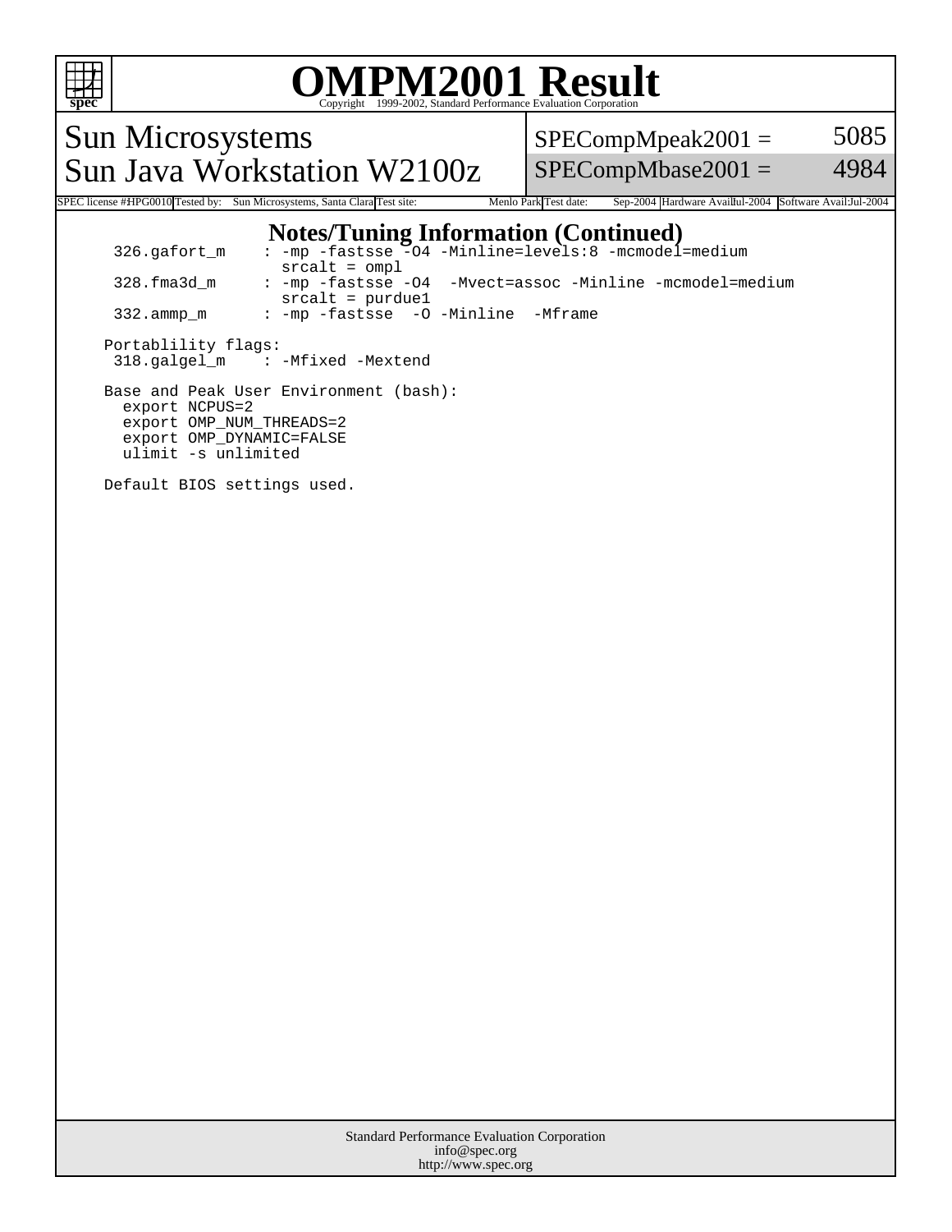# OMPM2001 Result

## Sun Microsystems
## Sun Java Workstation W2100z

SPECompMpeak2001 = 5085

SPECompMbase2001 = 4984

| SPEC license #: HPG0010 | Tested by: Sun Microsystems, Santa Clara | Test site: Menlo Park | Test date: Sep-2004 | Hardware Avail: Jul-2004 | Software Avail: Jul-2004 |
|---|---|---|---|---|---|

### Notes/Tuning Information (Continued)

```
 326.gafort_m    : -mp -fastsse -O4 -Minline=levels:8 -mcmodel=medium
                   srcalt = ompl
 328.fma3d_m     : -mp -fastsse -O4  -Mvect=assoc -Minline -mcmodel=medium
                   srcalt = purdue1
 332.ammp_m      : -mp -fastsse  -O -Minline  -Mframe

Portablility flags:
 318.galgel_m    : -Mfixed -Mextend

Base and Peak User Environment (bash):
  export NCPUS=2
  export OMP_NUM_THREADS=2
  export OMP_DYNAMIC=FALSE
  ulimit -s unlimited

Default BIOS settings used.
```

Standard Performance Evaluation Corporation
info@spec.org
http://www.spec.org